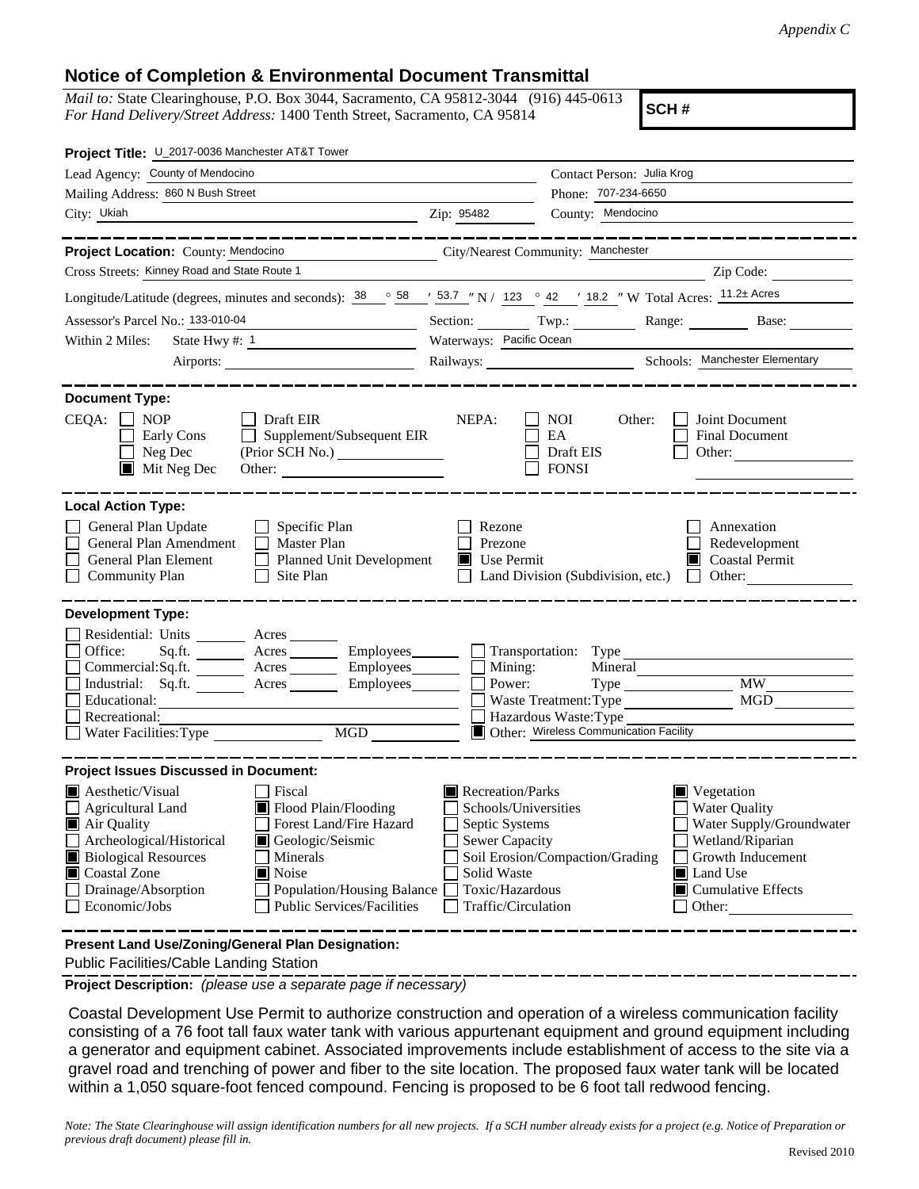*Appendix C*

## Notice of Completion & Environmental Document Transmittal

*Mail to:* State Clearinghouse, P.O. Box 3044, Sacramento, CA 95812-3044 (916) 445-0613
*For Hand Delivery/Street Address:* 1400 Tenth Street, Sacramento, CA 95814

**SCH #**

**Project Title:** U_2017-0036 Manchester AT&T Tower

Lead Agency: County of Mendocino
Contact Person: Julia Krog
Mailing Address: 860 N Bush Street
Phone: 707-234-6650
City: Ukiah
Zip: 95482
County: Mendocino

**Project Location:** County: Mendocino
City/Nearest Community: Manchester
Cross Streets: Kinney Road and State Route 1
Zip Code:
Longitude/Latitude (degrees, minutes and seconds): 38 ° 58 ′ 53.7 ″ N / 123 ° 42 ′ 18.2 ″ W Total Acres: 11.2± Acres
Assessor's Parcel No.: 133-010-04
Section: Twp.: Range: Base:
Within 2 Miles: State Hwy #: 1
Waterways: Pacific Ocean
Airports:
Railways:
Schools: Manchester Elementary

**Document Type:**

CEQA: ☐ NOP ☐ Early Cons ☐ Neg Dec ☒ Mit Neg Dec ☐ Draft EIR ☐ Supplement/Subsequent EIR (Prior SCH No.) Other:

NEPA: ☐ NOI ☐ EA ☐ Draft EIS ☐ FONSI

Other: ☐ Joint Document ☐ Final Document ☐ Other:

**Local Action Type:**

☐ General Plan Update
☐ General Plan Amendment
☐ General Plan Element
☐ Community Plan
☐ Specific Plan
☐ Master Plan
☐ Planned Unit Development
☐ Site Plan
☐ Rezone
☐ Prezone
☒ Use Permit
☐ Land Division (Subdivision, etc.)
☐ Annexation
☐ Redevelopment
☒ Coastal Permit
☐ Other:

**Development Type:**

☐ Residential: Units Acres
☐ Office: Sq.ft. Acres Employees
☐ Commercial: Sq.ft. Acres Employees
☐ Industrial: Sq.ft. Acres Employees
☐ Educational:
☐ Recreational:
☐ Water Facilities: Type MGD
☐ Transportation: Type
☐ Mining: Mineral
☐ Power: Type MW
☐ Waste Treatment: Type MGD
☐ Hazardous Waste: Type
☒ Other: Wireless Communication Facility

**Project Issues Discussed in Document:**

☒ Aesthetic/Visual
☐ Agricultural Land
☒ Air Quality
☐ Archeological/Historical
☒ Biological Resources
☒ Coastal Zone
☐ Drainage/Absorption
☐ Economic/Jobs
☐ Fiscal
☒ Flood Plain/Flooding
☐ Forest Land/Fire Hazard
☒ Geologic/Seismic
☐ Minerals
☒ Noise
☐ Population/Housing Balance
☐ Public Services/Facilities
☒ Recreation/Parks
☐ Schools/Universities
☐ Septic Systems
☐ Sewer Capacity
☐ Soil Erosion/Compaction/Grading
☐ Solid Waste
☐ Toxic/Hazardous
☐ Traffic/Circulation
☒ Vegetation
☐ Water Quality
☐ Water Supply/Groundwater
☐ Wetland/Riparian
☐ Growth Inducement
☒ Land Use
☒ Cumulative Effects
☐ Other:

**Present Land Use/Zoning/General Plan Designation:**

Public Facilities/Cable Landing Station

**Project Description:** *(please use a separate page if necessary)*

Coastal Development Use Permit to authorize construction and operation of a wireless communication facility consisting of a 76 foot tall faux water tank with various appurtenant equipment and ground equipment including a generator and equipment cabinet. Associated improvements include establishment of access to the site via a gravel road and trenching of power and fiber to the site location. The proposed faux water tank will be located within a 1,050 square-foot fenced compound. Fencing is proposed to be 6 foot tall redwood fencing.

*Note: The State Clearinghouse will assign identification numbers for all new projects. If a SCH number already exists for a project (e.g. Notice of Preparation or previous draft document) please fill in.*

Revised 2010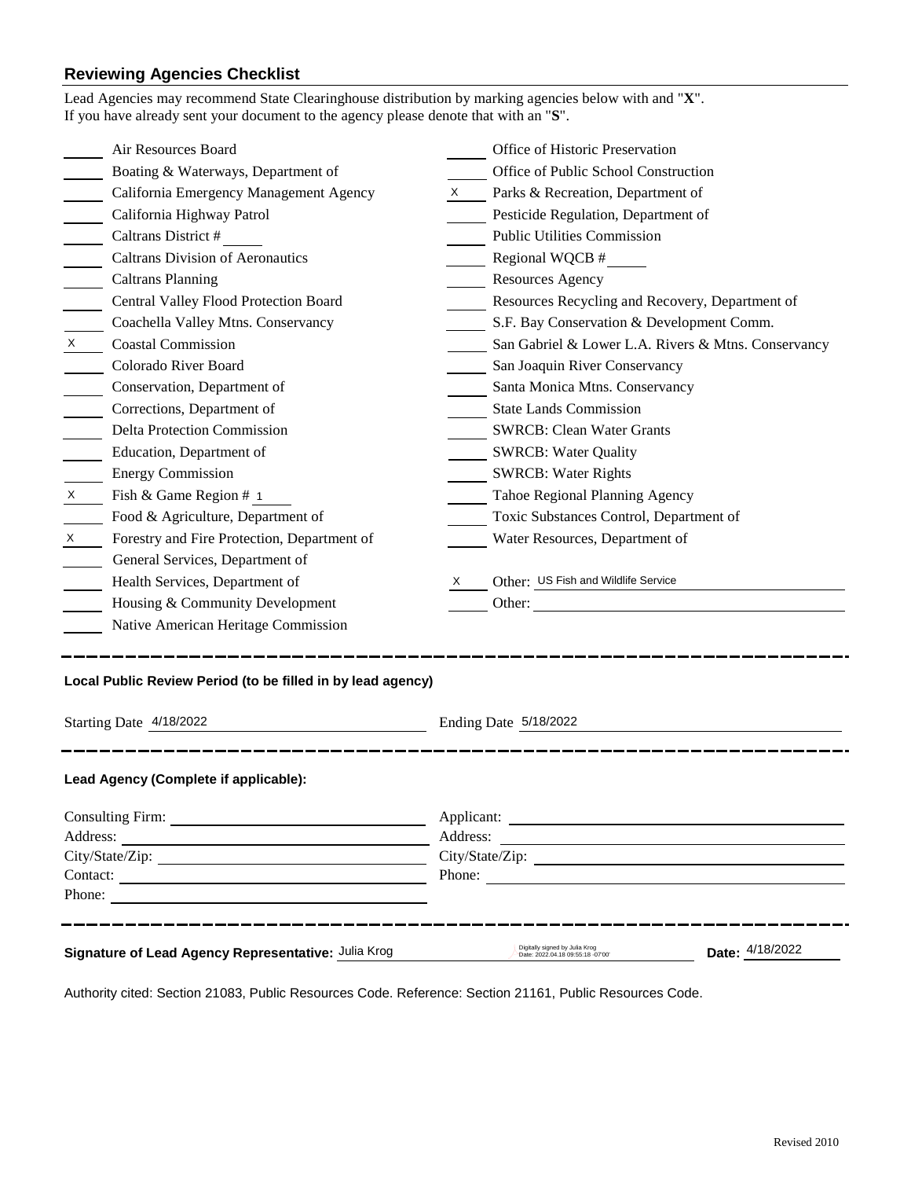## Reviewing Agencies Checklist

Lead Agencies may recommend State Clearinghouse distribution by marking agencies below with and "**X**".
If you have already sent your document to the agency please denote that with an "**S**".

| | | | |
|---|---|---|---|
| | Air Resources Board | | Office of Historic Preservation |
| | Boating & Waterways, Department of | | Office of Public School Construction |
| | California Emergency Management Agency | X | Parks & Recreation, Department of |
| | California Highway Patrol | | Pesticide Regulation, Department of |
| | Caltrans District # | | Public Utilities Commission |
| | Caltrans Division of Aeronautics | | Regional WQCB # |
| | Caltrans Planning | | Resources Agency |
| | Central Valley Flood Protection Board | | Resources Recycling and Recovery, Department of |
| | Coachella Valley Mtns. Conservancy | | S.F. Bay Conservation & Development Comm. |
| X | Coastal Commission | | San Gabriel & Lower L.A. Rivers & Mtns. Conservancy |
| | Colorado River Board | | San Joaquin River Conservancy |
| | Conservation, Department of | | Santa Monica Mtns. Conservancy |
| | Corrections, Department of | | State Lands Commission |
| | Delta Protection Commission | | SWRCB: Clean Water Grants |
| | Education, Department of | | SWRCB: Water Quality |
| | Energy Commission | | SWRCB: Water Rights |
| X | Fish & Game Region # 1 | | Tahoe Regional Planning Agency |
| | Food & Agriculture, Department of | | Toxic Substances Control, Department of |
| X | Forestry and Fire Protection, Department of | | Water Resources, Department of |
| | General Services, Department of | | |
| | Health Services, Department of | X | Other: US Fish and Wildlife Service |
| | Housing & Community Development | | Other: |
| | Native American Heritage Commission | | |

---

**Local Public Review Period (to be filled in by lead agency)**

Starting Date 4/18/2022　　Ending Date 5/18/2022

---

**Lead Agency (Complete if applicable):**

Consulting Firm:
Address:
City/State/Zip:
Contact:
Phone:

Applicant:
Address:
City/State/Zip:
Phone:

---

**Signature of Lead Agency Representative:** Julia Krog　Digitally signed by Julia Krog Date: 2022.04.18 09:55:18 -07'00'　**Date:** 4/18/2022

Authority cited: Section 21083, Public Resources Code. Reference: Section 21161, Public Resources Code.

Revised 2010